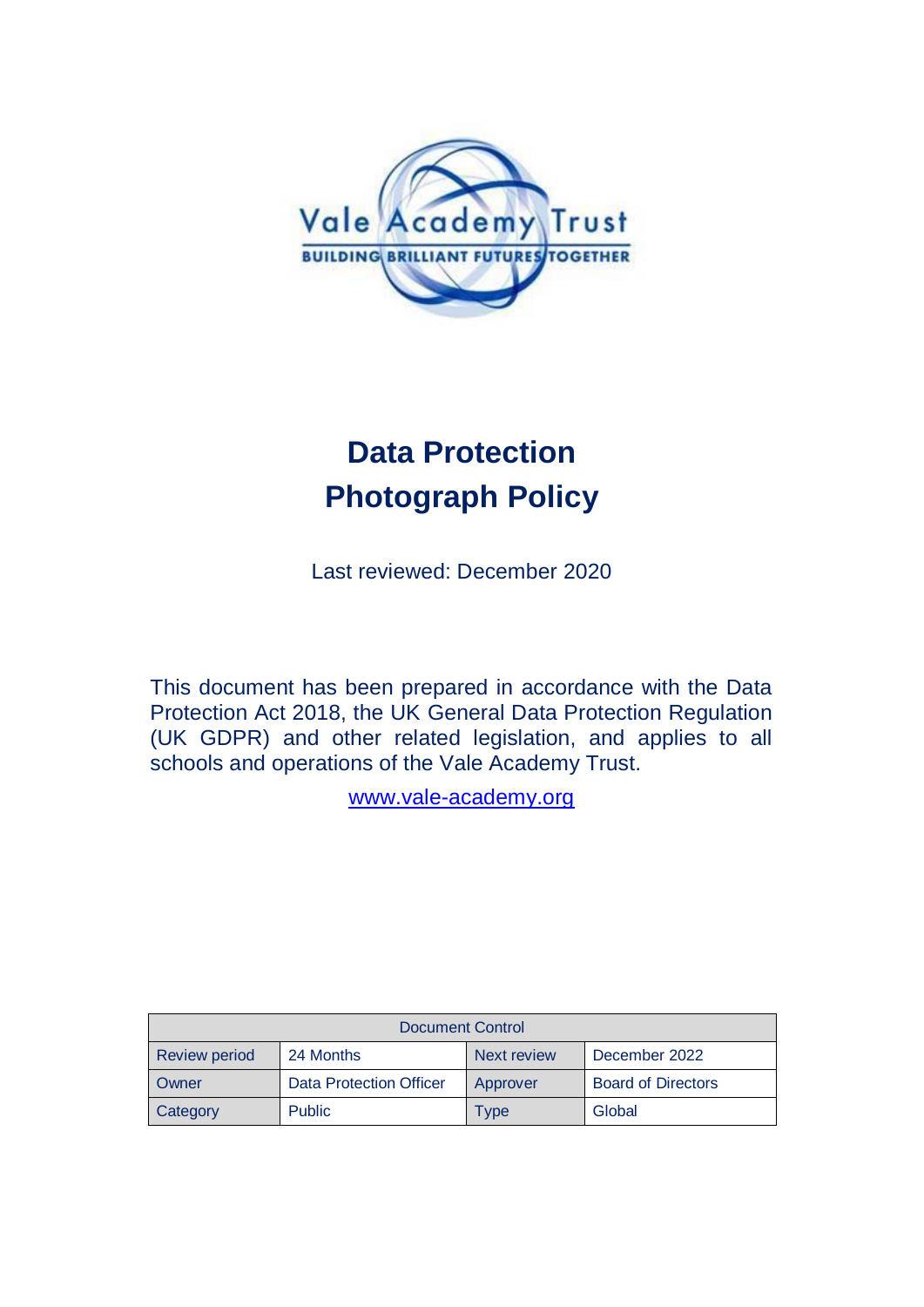Vale Academy Trust

BUILDING BRILLIANT FUTURES TOGETHER

# Data Protection
# Photograph Policy

Last reviewed: December 2020

This document has been prepared in accordance with the Data Protection Act 2018, the UK General Data Protection Regulation (UK GDPR) and other related legislation, and applies to all schools and operations of the Vale Academy Trust.

www.vale-academy.org

| Document Control | | | |
|---|---|---|---|
| Review period | 24 Months | Next review | December 2022 |
| Owner | Data Protection Officer | Approver | Board of Directors |
| Category | Public | Type | Global |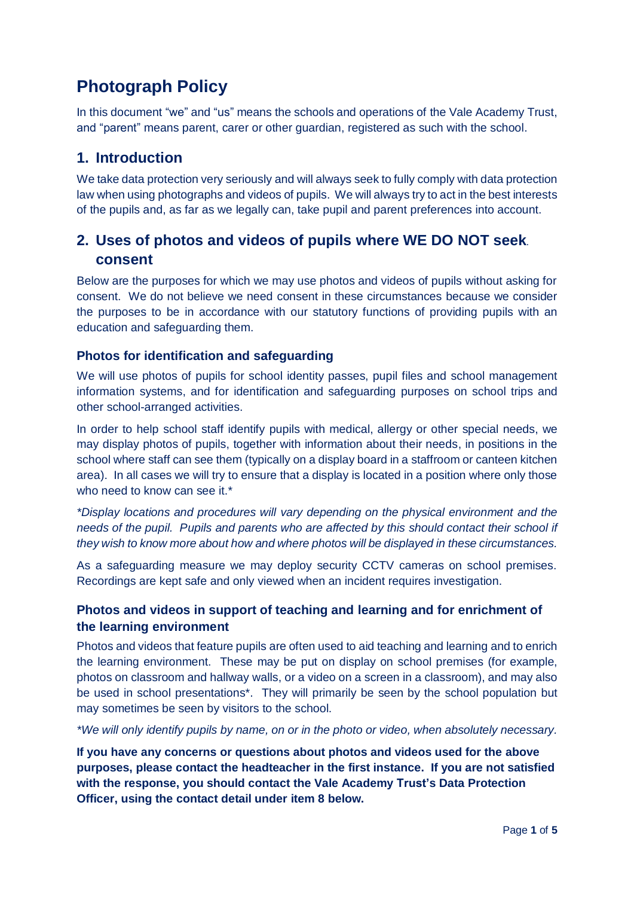# Photograph Policy

In this document "we" and "us" means the schools and operations of the Vale Academy Trust, and "parent" means parent, carer or other guardian, registered as such with the school.

## 1. Introduction

We take data protection very seriously and will always seek to fully comply with data protection law when using photographs and videos of pupils. We will always try to act in the best interests of the pupils and, as far as we legally can, take pupil and parent preferences into account.

## 2. Uses of photos and videos of pupils where WE DO NOT seek consent

Below are the purposes for which we may use photos and videos of pupils without asking for consent. We do not believe we need consent in these circumstances because we consider the purposes to be in accordance with our statutory functions of providing pupils with an education and safeguarding them.

### Photos for identification and safeguarding

We will use photos of pupils for school identity passes, pupil files and school management information systems, and for identification and safeguarding purposes on school trips and other school-arranged activities.

In order to help school staff identify pupils with medical, allergy or other special needs, we may display photos of pupils, together with information about their needs, in positions in the school where staff can see them (typically on a display board in a staffroom or canteen kitchen area). In all cases we will try to ensure that a display is located in a position where only those who need to know can see it.*

*\*Display locations and procedures will vary depending on the physical environment and the needs of the pupil. Pupils and parents who are affected by this should contact their school if they wish to know more about how and where photos will be displayed in these circumstances.*

As a safeguarding measure we may deploy security CCTV cameras on school premises. Recordings are kept safe and only viewed when an incident requires investigation.

### Photos and videos in support of teaching and learning and for enrichment of the learning environment

Photos and videos that feature pupils are often used to aid teaching and learning and to enrich the learning environment. These may be put on display on school premises (for example, photos on classroom and hallway walls, or a video on a screen in a classroom), and may also be used in school presentations*. They will primarily be seen by the school population but may sometimes be seen by visitors to the school.

*\*We will only identify pupils by name, on or in the photo or video, when absolutely necessary.*

**If you have any concerns or questions about photos and videos used for the above purposes, please contact the headteacher in the first instance. If you are not satisfied with the response, you should contact the Vale Academy Trust's Data Protection Officer, using the contact detail under item 8 below.**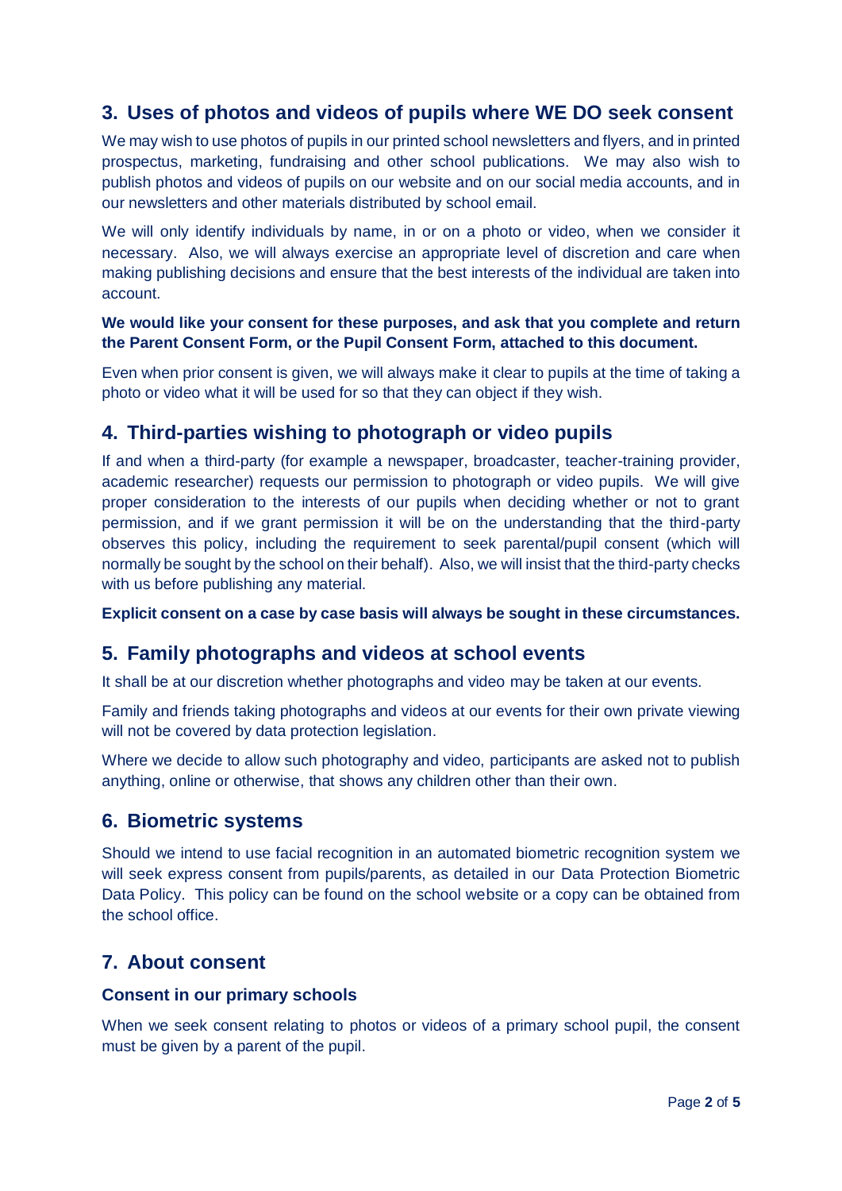## 3. Uses of photos and videos of pupils where WE DO seek consent

We may wish to use photos of pupils in our printed school newsletters and flyers, and in printed prospectus, marketing, fundraising and other school publications. We may also wish to publish photos and videos of pupils on our website and on our social media accounts, and in our newsletters and other materials distributed by school email.

We will only identify individuals by name, in or on a photo or video, when we consider it necessary. Also, we will always exercise an appropriate level of discretion and care when making publishing decisions and ensure that the best interests of the individual are taken into account.

**We would like your consent for these purposes, and ask that you complete and return the Parent Consent Form, or the Pupil Consent Form, attached to this document.**

Even when prior consent is given, we will always make it clear to pupils at the time of taking a photo or video what it will be used for so that they can object if they wish.

## 4. Third-parties wishing to photograph or video pupils

If and when a third-party (for example a newspaper, broadcaster, teacher-training provider, academic researcher) requests our permission to photograph or video pupils. We will give proper consideration to the interests of our pupils when deciding whether or not to grant permission, and if we grant permission it will be on the understanding that the third-party observes this policy, including the requirement to seek parental/pupil consent (which will normally be sought by the school on their behalf). Also, we will insist that the third-party checks with us before publishing any material.

**Explicit consent on a case by case basis will always be sought in these circumstances.**

## 5. Family photographs and videos at school events

It shall be at our discretion whether photographs and video may be taken at our events.

Family and friends taking photographs and videos at our events for their own private viewing will not be covered by data protection legislation.

Where we decide to allow such photography and video, participants are asked not to publish anything, online or otherwise, that shows any children other than their own.

## 6. Biometric systems

Should we intend to use facial recognition in an automated biometric recognition system we will seek express consent from pupils/parents, as detailed in our Data Protection Biometric Data Policy. This policy can be found on the school website or a copy can be obtained from the school office.

## 7. About consent

### Consent in our primary schools

When we seek consent relating to photos or videos of a primary school pupil, the consent must be given by a parent of the pupil.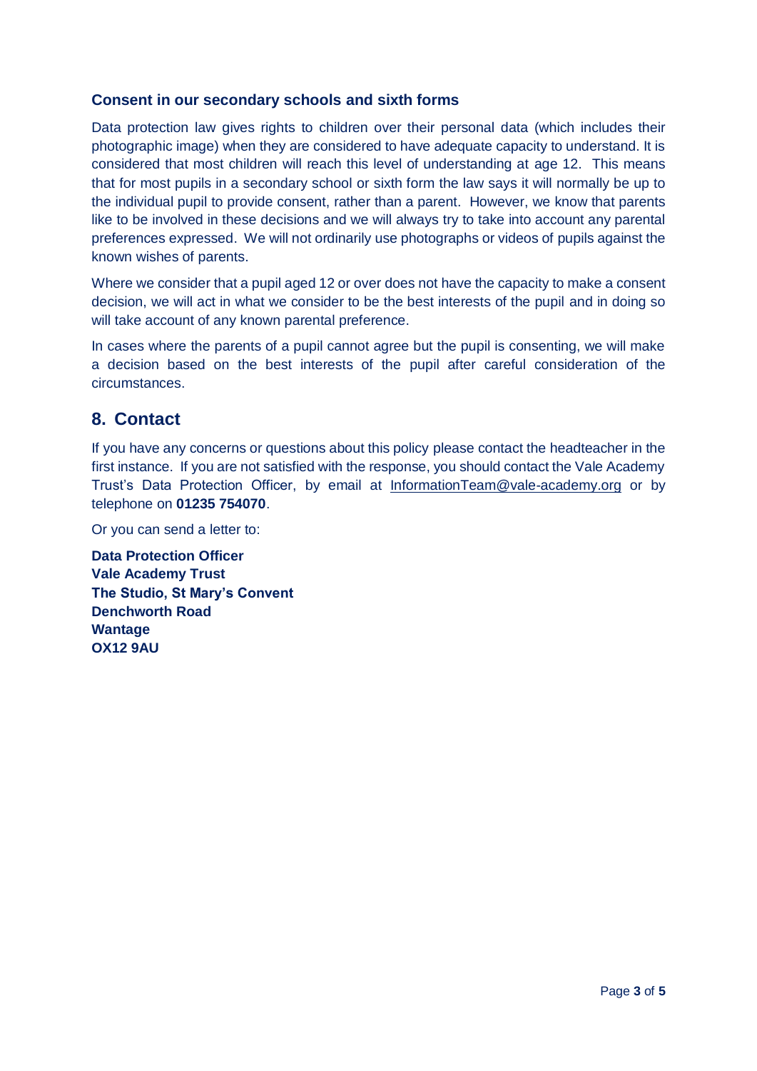### Consent in our secondary schools and sixth forms

Data protection law gives rights to children over their personal data (which includes their photographic image) when they are considered to have adequate capacity to understand. It is considered that most children will reach this level of understanding at age 12. This means that for most pupils in a secondary school or sixth form the law says it will normally be up to the individual pupil to provide consent, rather than a parent. However, we know that parents like to be involved in these decisions and we will always try to take into account any parental preferences expressed. We will not ordinarily use photographs or videos of pupils against the known wishes of parents.

Where we consider that a pupil aged 12 or over does not have the capacity to make a consent decision, we will act in what we consider to be the best interests of the pupil and in doing so will take account of any known parental preference.

In cases where the parents of a pupil cannot agree but the pupil is consenting, we will make a decision based on the best interests of the pupil after careful consideration of the circumstances.

## 8. Contact

If you have any concerns or questions about this policy please contact the headteacher in the first instance. If you are not satisfied with the response, you should contact the Vale Academy Trust's Data Protection Officer, by email at InformationTeam@vale-academy.org or by telephone on **01235 754070**.

Or you can send a letter to:

**Data Protection Officer**
**Vale Academy Trust**
**The Studio, St Mary's Convent**
**Denchworth Road**
**Wantage**
**OX12 9AU**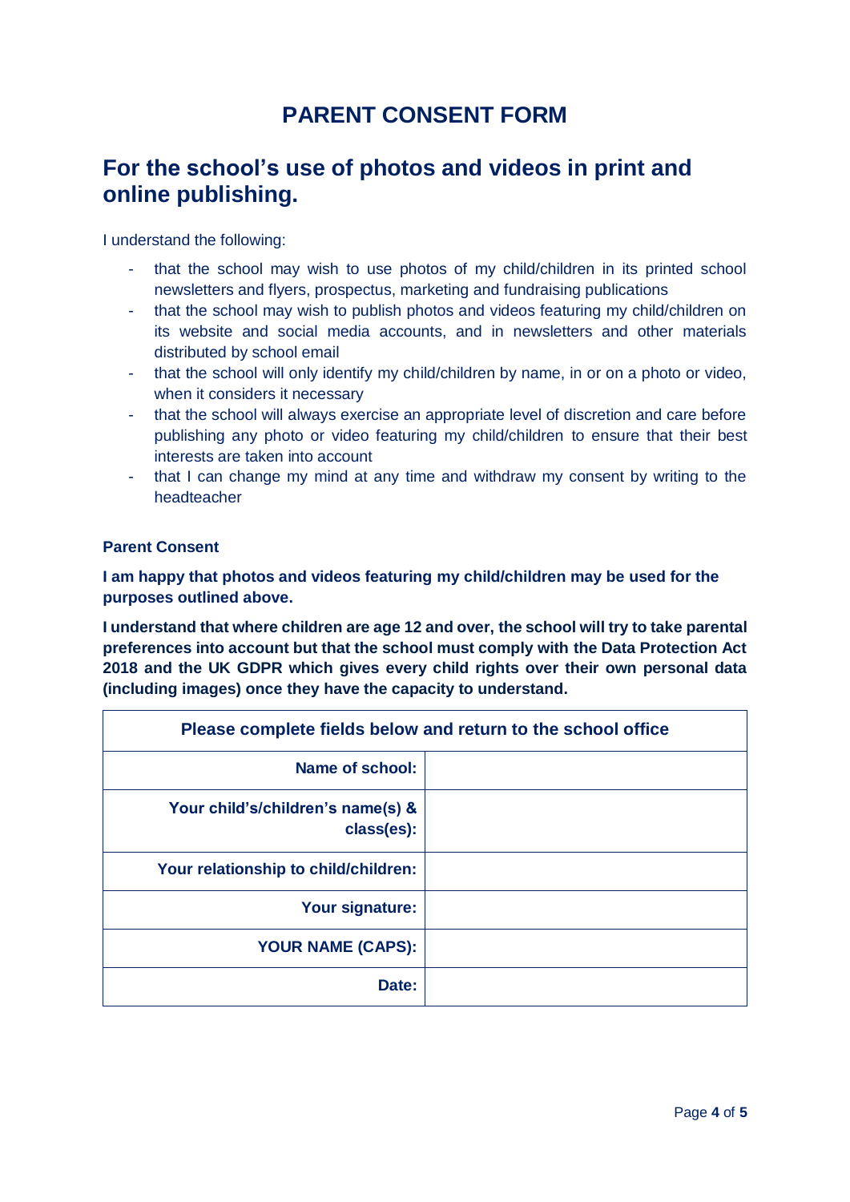# PARENT CONSENT FORM

## For the school's use of photos and videos in print and online publishing.

I understand the following:

- that the school may wish to use photos of my child/children in its printed school newsletters and flyers, prospectus, marketing and fundraising publications
- that the school may wish to publish photos and videos featuring my child/children on its website and social media accounts, and in newsletters and other materials distributed by school email
- that the school will only identify my child/children by name, in or on a photo or video, when it considers it necessary
- that the school will always exercise an appropriate level of discretion and care before publishing any photo or video featuring my child/children to ensure that their best interests are taken into account
- that I can change my mind at any time and withdraw my consent by writing to the headteacher

**Parent Consent**

**I am happy that photos and videos featuring my child/children may be used for the purposes outlined above.**

**I understand that where children are age 12 and over, the school will try to take parental preferences into account but that the school must comply with the Data Protection Act 2018 and the UK GDPR which gives every child rights over their own personal data (including images) once they have the capacity to understand.**

| Please complete fields below and return to the school office | |
|---|---|
| **Name of school:** | |
| **Your child's/children's name(s) & class(es):** | |
| **Your relationship to child/children:** | |
| **Your signature:** | |
| **YOUR NAME (CAPS):** | |
| **Date:** | |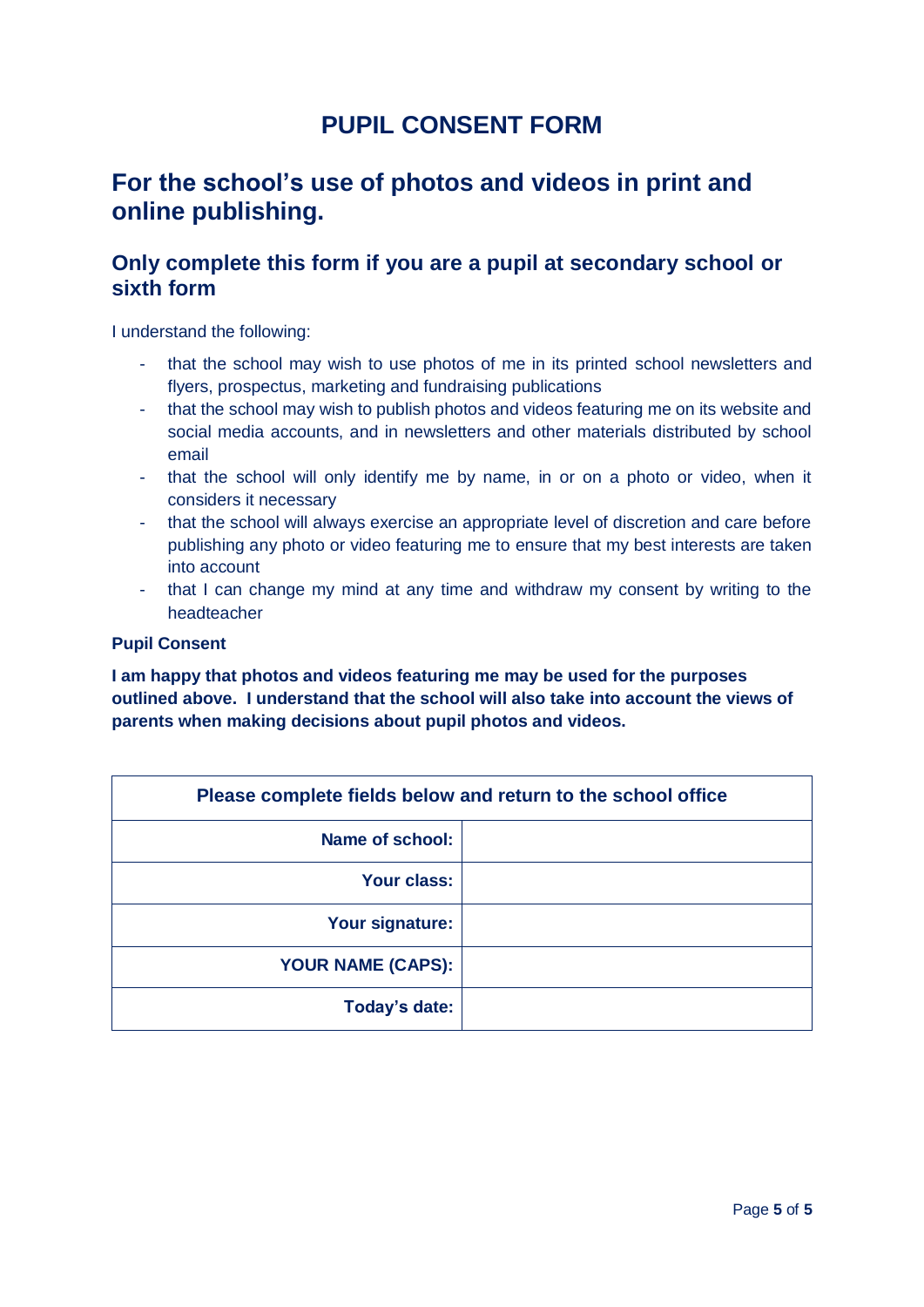# PUPIL CONSENT FORM

## For the school's use of photos and videos in print and online publishing.

### Only complete this form if you are a pupil at secondary school or sixth form

I understand the following:

- that the school may wish to use photos of me in its printed school newsletters and flyers, prospectus, marketing and fundraising publications
- that the school may wish to publish photos and videos featuring me on its website and social media accounts, and in newsletters and other materials distributed by school email
- that the school will only identify me by name, in or on a photo or video, when it considers it necessary
- that the school will always exercise an appropriate level of discretion and care before publishing any photo or video featuring me to ensure that my best interests are taken into account
- that I can change my mind at any time and withdraw my consent by writing to the headteacher

**Pupil Consent**

**I am happy that photos and videos featuring me may be used for the purposes outlined above. I understand that the school will also take into account the views of parents when making decisions about pupil photos and videos.**

| **Please complete fields below and return to the school office** | |
|---|---|
| **Name of school:** | |
| **Your class:** | |
| **Your signature:** | |
| **YOUR NAME (CAPS):** | |
| **Today's date:** | |